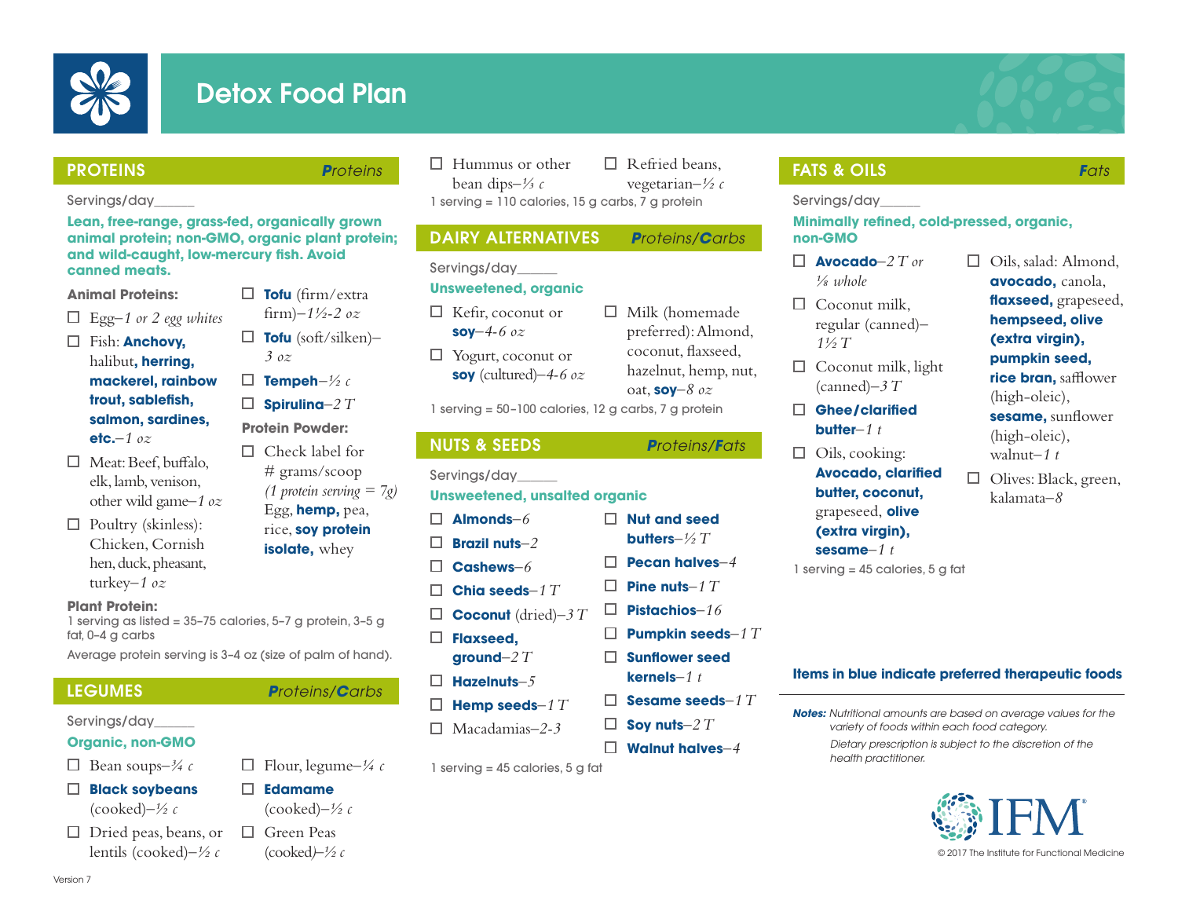# Detox Food Plan

## PROTEINS — *Proteins*

Servings/day_____

**Lean, free-range, grass-fed, organically grown animal protein; non-GMO, organic plant protein; and wild-caught, low-mercury fish. Avoid canned meats.**

**Animal Proteins:**

- ☐ Egg–*1 or 2 egg whites*
- ☐ Fish: **Anchovy,** halibut**, herring, mackerel, rainbow trout, sablefish, salmon, sardines, etc.**–*1 oz*
- ☐ Meat: Beef, buffalo, elk, lamb, venison, other wild game–*1 oz*
- ☐ Poultry (skinless): Chicken, Cornish hen, duck, pheasant, turkey–*1 oz*

**Plant Protein:**

- ☐ **Tofu** (firm/extra firm)–*1½-2 oz*
- ☐ **Tofu** (soft/silken)–*3 oz*
- ☐ **Tempeh**–*½ c*
- ☐ **Spirulina**–*2 T*

**Protein Powder:**

- ☐ Check label for # grams/scoop *(1 protein serving = 7g)* Egg, **hemp,** pea, rice, **soy protein isolate,** whey

1 serving as listed = 35–75 calories, 5–7 g protein, 3–5 g fat, 0–4 g carbs

Average protein serving is 3–4 oz (size of palm of hand).

## LEGUMES — *Proteins/Carbs*

Servings/day_____

**Organic, non-GMO**

- ☐ Bean soups–*¾ c*
- ☐ **Black soybeans** (cooked)–*½ c*
- ☐ Dried peas, beans, or lentils (cooked)–*½ c*
- ☐ Flour, legume–*¼ c*
- ☐ **Edamame** (cooked)–*½ c*
- ☐ Green Peas (cooked)–*½ c*
- ☐ Hummus or other bean dips–*⅓ c*
- ☐ Refried beans, vegetarian–*½ c*

1 serving = 110 calories, 15 g carbs, 7 g protein

## DAIRY ALTERNATIVES — *Proteins/Carbs*

Servings/day_____

**Unsweetened, organic**

- ☐ Kefir, coconut or **soy**–*4-6 oz*
- ☐ Yogurt, coconut or **soy** (cultured)–*4-6 oz*
- ☐ Milk (homemade preferred): Almond, coconut, flaxseed, hazelnut, hemp, nut, oat, **soy**–*8 oz*

1 serving = 50–100 calories, 12 g carbs, 7 g protein

## NUTS & SEEDS — *Proteins/Fats*

Servings/day_____

**Unsweetened, unsalted organic**

- ☐ **Almonds**–*6*
- ☐ **Brazil nuts**–*2*
- ☐ **Cashews**–*6*
- ☐ **Chia seeds**–*1 T*
- ☐ **Coconut** (dried)–*3 T*
- ☐ **Flaxseed, ground**–*2 T*
- ☐ **Hazelnuts**–*5*
- ☐ **Hemp seeds**–*1 T*
- ☐ Macadamias–*2-3*
- ☐ **Nut and seed butters**–*½ T*
- ☐ **Pecan halves**–*4*
- ☐ **Pine nuts**–*1 T*
- ☐ **Pistachios**–*16*
- ☐ **Pumpkin seeds**–*1 T*
- ☐ **Sunflower seed kernels**–*1 t*
- ☐ **Sesame seeds**–*1 T*
- ☐ **Soy nuts**–*2 T*
- ☐ **Walnut halves**–*4*

1 serving = 45 calories, 5 g fat

## FATS & OILS — *Fats*

Servings/day_____

**Minimally refined, cold-pressed, organic, non-GMO**

- ☐ **Avocado**–*2 T or ⅛ whole*
- ☐ Coconut milk, regular (canned)–*1½ T*
- ☐ Coconut milk, light (canned)–*3 T*
- ☐ **Ghee/clarified butter**–*1 t*
- ☐ Oils, cooking: **Avocado, clarified butter, coconut,** grapeseed, **olive (extra virgin), sesame**–*1 t*
- ☐ Oils, salad: Almond, **avocado,** canola, **flaxseed,** grapeseed, **hempseed, olive (extra virgin), pumpkin seed, rice bran,** safflower (high-oleic), **sesame,** sunflower (high-oleic), walnut–*1 t*
- ☐ Olives: Black, green, kalamata–*8*

1 serving = 45 calories, 5 g fat

**Items in blue indicate preferred therapeutic foods**

***Notes:*** *Nutritional amounts are based on average values for the variety of foods within each food category.*

*Dietary prescription is subject to the discretion of the health practitioner.*

© 2017 The Institute for Functional Medicine

Version 7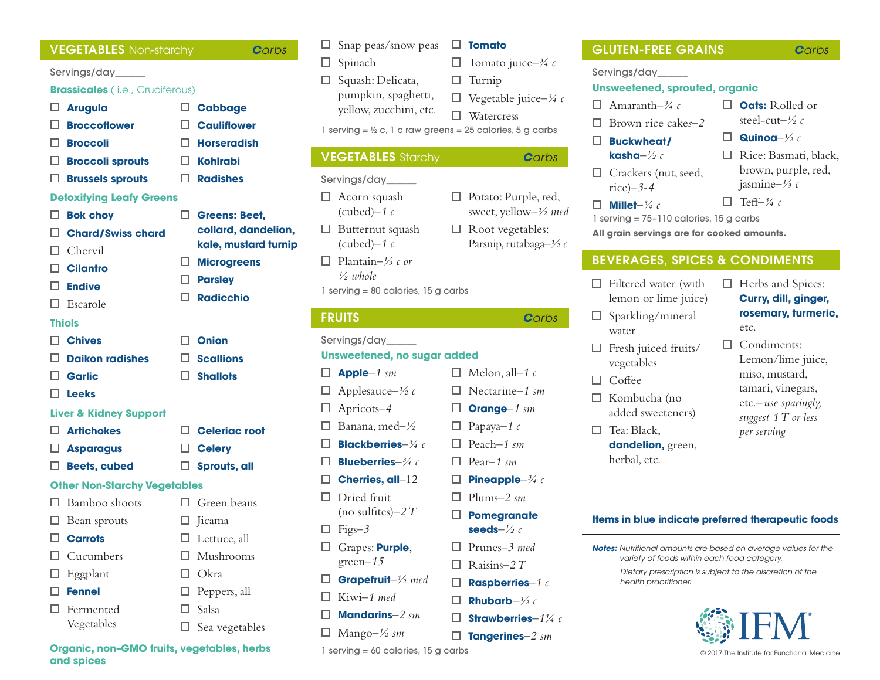## VEGETABLES Non-starchy *Carbs*

Servings/day_____

**Brassicales** ( i.e., Cruciferous)

- ☐ **Arugula**
- ☐ **Broccoflower**
- ☐ **Broccoli**
- ☐ **Broccoli sprouts**
- ☐ **Brussels sprouts**
- ☐ **Cabbage**
- ☐ **Cauliflower**
- ☐ **Horseradish**
- ☐ **Kohlrabi**
- ☐ **Radishes**

**Detoxifying Leafy Greens**

- ☐ **Bok choy**
- ☐ **Chard/Swiss chard**
- ☐ Chervil
- ☐ **Cilantro**
- ☐ **Endive**
- ☐ Escarole
- ☐ **Greens: Beet, collard, dandelion, kale, mustard turnip**
- ☐ **Microgreens**
- ☐ **Parsley**
- ☐ **Radicchio**

**Thiols**

- ☐ **Chives**
- ☐ **Daikon radishes**
- ☐ **Garlic**
- ☐ **Leeks**
- ☐ **Onion**
- ☐ **Scallions**
- ☐ **Shallots**

**Liver & Kidney Support**

- ☐ **Artichokes**
- ☐ **Asparagus**
- ☐ **Beets, cubed**
- ☐ **Celeriac root**
- ☐ **Celery**
- ☐ **Sprouts, all**

**Other Non-Starchy Vegetables**

- ☐ Bamboo shoots
- ☐ Bean sprouts
- ☐ **Carrots**
- ☐ Cucumbers
- ☐ Eggplant
- ☐ **Fennel**
- ☐ Fermented Vegetables
- ☐ Green beans
- ☐ Jicama
- ☐ Lettuce, all
- ☐ Mushrooms
- ☐ Okra
- ☐ Peppers, all
- ☐ Salsa
- ☐ Sea vegetables
- ☐ Snap peas/snow peas
- ☐ Spinach
- ☐ Squash: Delicata, pumpkin, spaghetti, yellow, zucchini, etc.
- ☐ **Tomato**
- ☐ Tomato juice–*¾ c*
- ☐ Turnip
- ☐ Vegetable juice–*¾ c*
- ☐ Watercress

1 serving = ½ c, 1 c raw greens = 25 calories, 5 g carbs

**Organic, non-GMO fruits, vegetables, herbs and spices**

## VEGETABLES Starchy *Carbs*

Servings/day_____

- ☐ Acorn squash (cubed)–*1 c*
- ☐ Butternut squash (cubed)–*1 c*
- ☐ Plantain–*⅓ c or ½ whole*
- ☐ Potato: Purple, red, sweet, yellow–*½ med*
- ☐ Root vegetables: Parsnip, rutabaga–*½ c*

1 serving = 80 calories, 15 g carbs

## FRUITS *Carbs*

Servings/day_____

**Unsweetened, no sugar added**

- ☐ **Apple**–*1 sm*
- ☐ Applesauce–*½ c*
- ☐ Apricots–*4*
- ☐ Banana, med–*½*
- ☐ **Blackberries**–*¾ c*
- ☐ **Blueberries**–*¾ c*
- ☐ **Cherries, all**–12
- ☐ Dried fruit (no sulfites)–*2 T*
- ☐ Figs–*3*
- ☐ Grapes: **Purple**, green–*15*
- ☐ **Grapefruit**–*½ med*
- ☐ Kiwi–*1 med*
- ☐ **Mandarins**–*2 sm*
- ☐ Mango–*½ sm*
- ☐ Melon, all–*1 c*
- ☐ Nectarine–*1 sm*
- ☐ **Orange**–*1 sm*
- ☐ Papaya–*1 c*
- ☐ Peach–*1 sm*
- ☐ Pear–*1 sm*
- ☐ **Pineapple**–*¾ c*
- ☐ Plums–*2 sm*
- ☐ **Pomegranate seeds**–*½ c*
- ☐ Prunes–*3 med*
- ☐ Raisins–*2 T*
- ☐ **Raspberries**–*1 c*
- ☐ **Rhubarb**–*½ c*
- ☐ **Strawberries**–*1¼ c*
- ☐ **Tangerines**–*2 sm*

1 serving = 60 calories, 15 g carbs

## GLUTEN-FREE GRAINS *Carbs*

Servings/day_____

**Unsweetened, sprouted, organic**

- ☐ Amaranth–*¾ c*
- ☐ Brown rice cakes–*2*
- ☐ **Buckwheat/kasha**–*½ c*
- ☐ Crackers (nut, seed, rice)–*3-4*
- ☐ **Millet**–*¾ c*
- ☐ **Oats:** Rolled or steel-cut–*½ c*
- ☐ **Quinoa**–*½ c*
- ☐ Rice: Basmati, black, brown, purple, red, jasmine–*⅓ c*
- ☐ Teff–*¾ c*

1 serving = 75–110 calories, 15 g carbs

**All grain servings are for cooked amounts.**

## BEVERAGES, SPICES & CONDIMENTS

- ☐ Filtered water (with lemon or lime juice)
- ☐ Sparkling/mineral water
- ☐ Fresh juiced fruits/vegetables
- ☐ Coffee
- ☐ Kombucha (no added sweeteners)
- ☐ Tea: Black, **dandelion,** green, herbal, etc.
- ☐ Herbs and Spices: **Curry, dill, ginger, rosemary, turmeric,** etc.
- ☐ Condiments: Lemon/lime juice, miso, mustard, tamari, vinegars, etc.–*use sparingly, suggest 1 T or less per serving*

**Items in blue indicate preferred therapeutic foods**

***Notes:*** *Nutritional amounts are based on average values for the variety of foods within each food category.*

*Dietary prescription is subject to the discretion of the health practitioner.*

IFM®

© 2017 The Institute for Functional Medicine